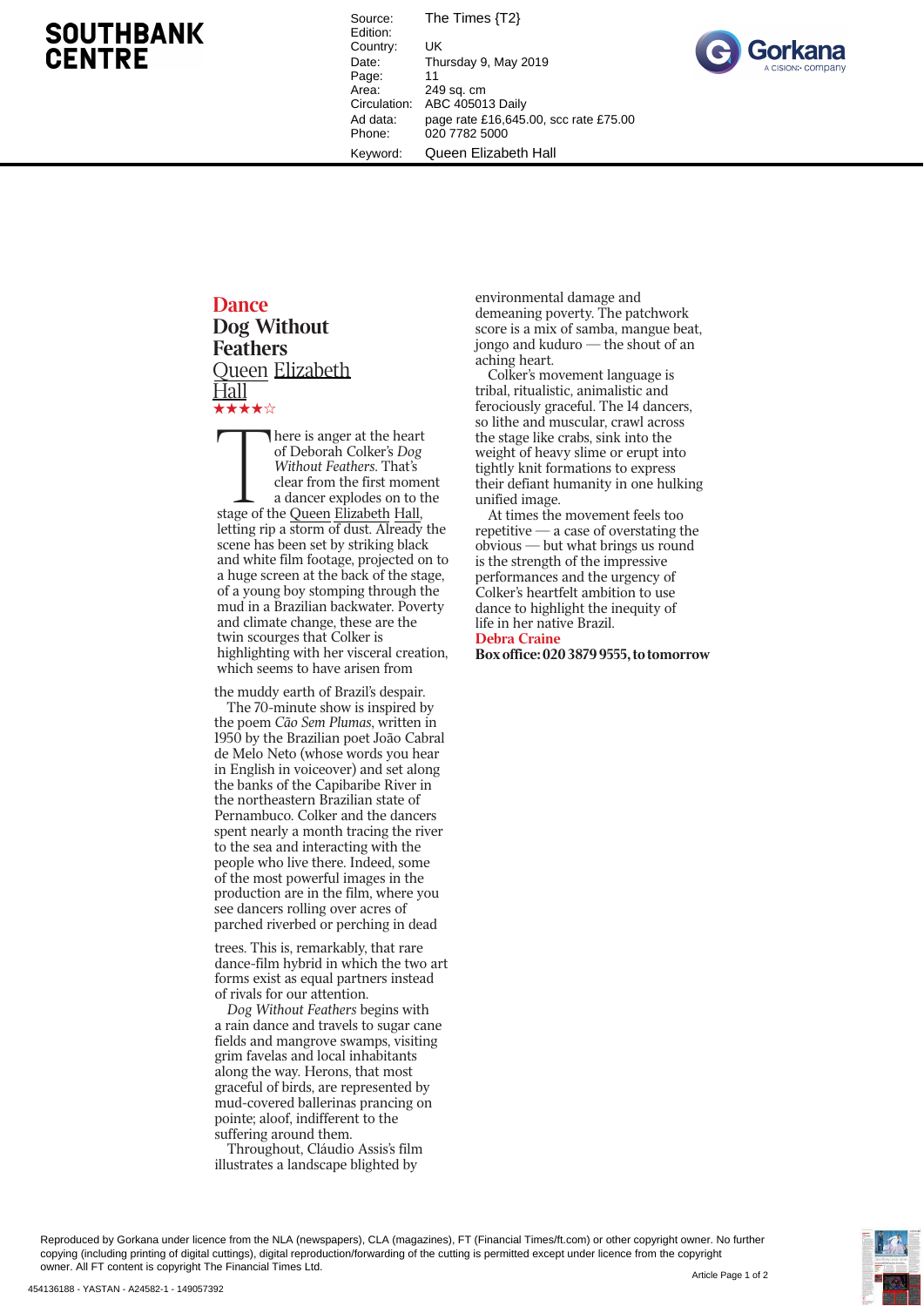Source: The Times {T2}
Edition:
Country: UK
Date: Thursday 9, May 2019
Page: 11
Area: 249 sq. cm
Circulation: ABC 405013 Daily
Ad data: page rate £16,645.00, scc rate £75.00
Phone: 020 7782 5000
Keyword: Queen Elizabeth Hall

## Dance

# Dog Without Feathers

### Queen Elizabeth Hall

★★★★☆

There is anger at the heart of Deborah Colker's *Dog Without Feathers*. That's clear from the first moment a dancer explodes on to the stage of the Queen Elizabeth Hall, letting rip a storm of dust. Already the scene has been set by striking black and white film footage, projected on to a huge screen at the back of the stage, of a young boy stomping through the mud in a Brazilian backwater. Poverty and climate change, these are the twin scourges that Colker is highlighting with her visceral creation, which seems to have arisen from the muddy earth of Brazil's despair.

The 70-minute show is inspired by the poem *Cão Sem Plumas*, written in 1950 by the Brazilian poet João Cabral de Melo Neto (whose words you hear in English in voiceover) and set along the banks of the Capibaribe River in the northeastern Brazilian state of Pernambuco. Colker and the dancers spent nearly a month tracing the river to the sea and interacting with the people who live there. Indeed, some of the most powerful images in the production are in the film, where you see dancers rolling over acres of parched riverbed or perching in dead trees. This is, remarkably, that rare dance-film hybrid in which the two art forms exist as equal partners instead of rivals for our attention.

*Dog Without Feathers* begins with a rain dance and travels to sugar cane fields and mangrove swamps, visiting grim favelas and local inhabitants along the way. Herons, that most graceful of birds, are represented by mud-covered ballerinas prancing on pointe; aloof, indifferent to the suffering around them.

Throughout, Cláudio Assis's film illustrates a landscape blighted by environmental damage and demeaning poverty. The patchwork score is a mix of samba, mangue beat, jongo and kuduro — the shout of an aching heart.

Colker's movement language is tribal, ritualistic, animalistic and ferociously graceful. The 14 dancers, so lithe and muscular, crawl across the stage like crabs, sink into the weight of heavy slime or erupt into tightly knit formations to express their defiant humanity in one hulking unified image.

At times the movement feels too repetitive — a case of overstating the obvious — but what brings us round is the strength of the impressive performances and the urgency of Colker's heartfelt ambition to use dance to highlight the inequity of life in her native Brazil.

**Debra Craine**

**Box office: 020 3879 9555, to tomorrow**

Reproduced by Gorkana under licence from the NLA (newspapers), CLA (magazines), FT (Financial Times/ft.com) or other copyright owner. No further copying (including printing of digital cuttings), digital reproduction/forwarding of the cutting is permitted except under licence from the copyright owner. All FT content is copyright The Financial Times Ltd.

454136188 - YASTAN - A24582-1 - 149057392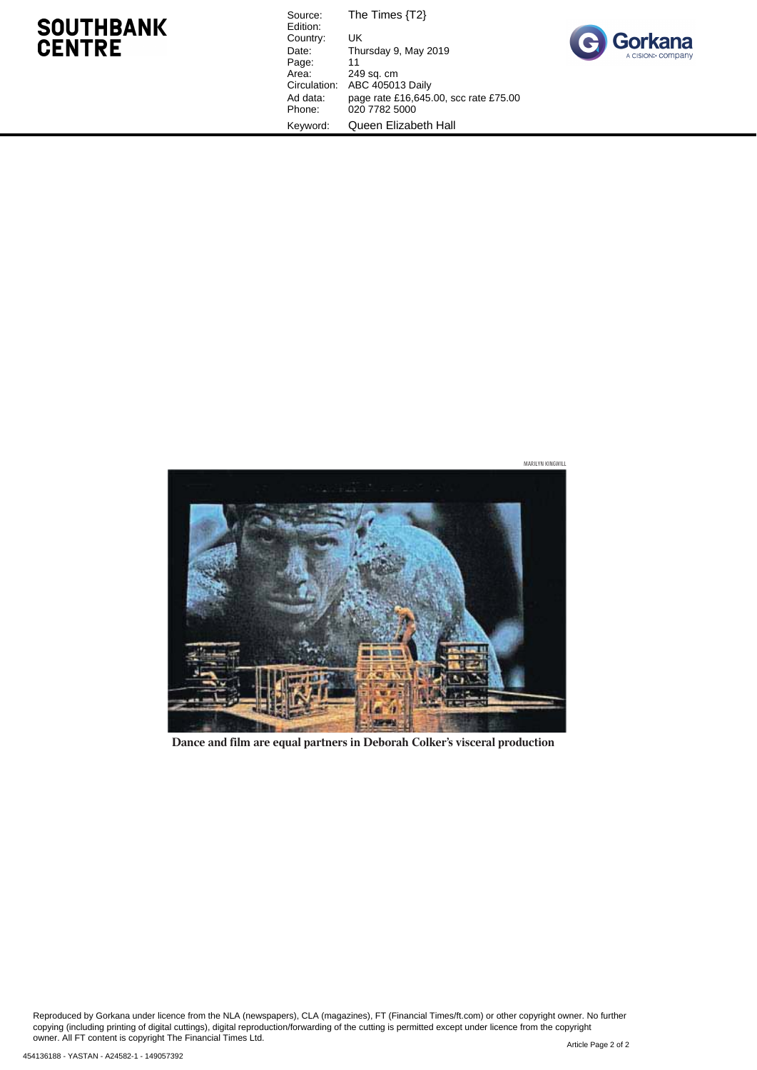| | |
|---|---|
| Source: | The Times {T2} |
| Edition: | |
| Country: | UK |
| Date: | Thursday 9, May 2019 |
| Page: | 11 |
| Area: | 249 sq. cm |
| Circulation: | ABC 405013 Daily |
| Ad data: | page rate £16,645.00, scc rate £75.00 |
| Phone: | 020 7782 5000 |
| Keyword: | Queen Elizabeth Hall |

MARILYN KINGWILL

Dance and film are equal partners in Deborah Colker's visceral production

Reproduced by Gorkana under licence from the NLA (newspapers), CLA (magazines), FT (Financial Times/ft.com) or other copyright owner. No further copying (including printing of digital cuttings), digital reproduction/forwarding of the cutting is permitted except under licence from the copyright owner. All FT content is copyright The Financial Times Ltd.

454136188 - YASTAN - A24582-1 - 149057392